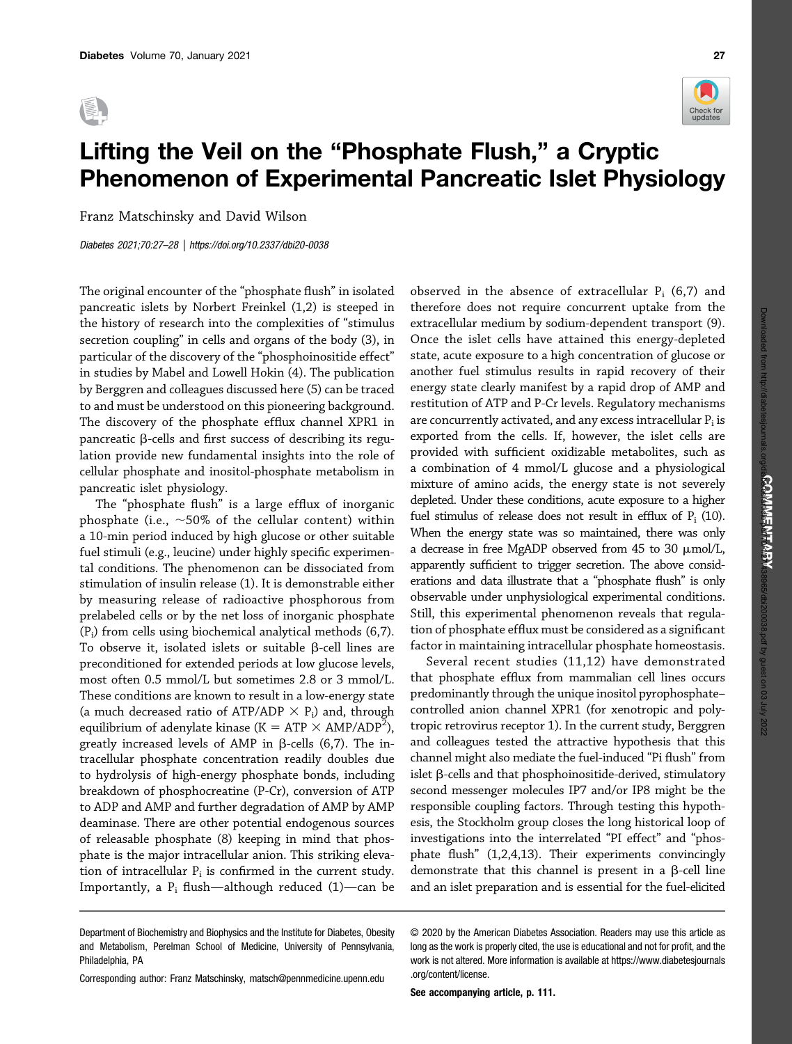# Lifting the Veil on the "Phosphate Flush," a Cryptic Phenomenon of Experimental Pancreatic Islet Physiology

Franz Matschinsky and David Wilson

*Diabetes 2021;70:27–28 | https://doi.org/10.2337/dbi20-0038*

The original encounter of the "phosphate flush" in isolated pancreatic islets by Norbert Freinkel (1,2) is steeped in the history of research into the complexities of "stimulus secretion coupling" in cells and organs of the body (3), in particular of the discovery of the "phosphoinositide effect" in studies by Mabel and Lowell Hokin (4). The publication by Berggren and colleagues discussed here (5) can be traced to and must be understood on this pioneering background. The discovery of the phosphate efflux channel XPR1 in pancreatic β-cells and first success of describing its regulation provide new fundamental insights into the role of cellular phosphate and inositol-phosphate metabolism in pancreatic islet physiology.

The "phosphate flush" is a large efflux of inorganic phosphate (i.e., ~50% of the cellular content) within a 10-min period induced by high glucose or other suitable fuel stimuli (e.g., leucine) under highly specific experimental conditions. The phenomenon can be dissociated from stimulation of insulin release (1). It is demonstrable either by measuring release of radioactive phosphorous from prelabeled cells or by the net loss of inorganic phosphate ($P_i$) from cells using biochemical analytical methods (6,7). To observe it, isolated islets or suitable β-cell lines are preconditioned for extended periods at low glucose levels, most often 0.5 mmol/L but sometimes 2.8 or 3 mmol/L. These conditions are known to result in a low-energy state (a much decreased ratio of ATP/ADP × $P_i$) and, through equilibrium of adenylate kinase ($K = ATP \times AMP/ADP^2$), greatly increased levels of AMP in β-cells (6,7). The intracellular phosphate concentration readily doubles due to hydrolysis of high-energy phosphate bonds, including breakdown of phosphocreatine (P-Cr), conversion of ATP to ADP and AMP and further degradation of AMP by AMP deaminase. There are other potential endogenous sources of releasable phosphate (8) keeping in mind that phosphate is the major intracellular anion. This striking elevation of intracellular $P_i$ is confirmed in the current study. Importantly, a $P_i$ flush—although reduced (1)—can be observed in the absence of extracellular $P_i$ (6,7) and therefore does not require concurrent uptake from the extracellular medium by sodium-dependent transport (9). Once the islet cells have attained this energy-depleted state, acute exposure to a high concentration of glucose or another fuel stimulus results in rapid recovery of their energy state clearly manifest by a rapid drop of AMP and restitution of ATP and P-Cr levels. Regulatory mechanisms are concurrently activated, and any excess intracellular $P_i$ is exported from the cells. If, however, the islet cells are provided with sufficient oxidizable metabolites, such as a combination of 4 mmol/L glucose and a physiological mixture of amino acids, the energy state is not severely depleted. Under these conditions, acute exposure to a higher fuel stimulus of release does not result in efflux of $P_i$ (10). When the energy state was so maintained, there was only a decrease in free MgADP observed from 45 to 30 μmol/L, apparently sufficient to trigger secretion. The above considerations and data illustrate that a "phosphate flush" is only observable under unphysiological experimental conditions. Still, this experimental phenomenon reveals that regulation of phosphate efflux must be considered as a significant factor in maintaining intracellular phosphate homeostasis.

Several recent studies (11,12) have demonstrated that phosphate efflux from mammalian cell lines occurs predominantly through the unique inositol pyrophosphate–controlled anion channel XPR1 (for xenotropic and polytropic retrovirus receptor 1). In the current study, Berggren and colleagues tested the attractive hypothesis that this channel might also mediate the fuel-induced "Pi flush" from islet β-cells and that phosphoinositide-derived, stimulatory second messenger molecules IP7 and/or IP8 might be the responsible coupling factors. Through testing this hypothesis, the Stockholm group closes the long historical loop of investigations into the interrelated "PI effect" and "phosphate flush" (1,2,4,13). Their experiments convincingly demonstrate that this channel is present in a β-cell line and an islet preparation and is essential for the fuel-elicited

Department of Biochemistry and Biophysics and the Institute for Diabetes, Obesity and Metabolism, Perelman School of Medicine, University of Pennsylvania, Philadelphia, PA

Corresponding author: Franz Matschinsky, matsch@pennmedicine.upenn.edu

© 2020 by the American Diabetes Association. Readers may use this article as long as the work is properly cited, the use is educational and not for profit, and the work is not altered. More information is available at https://www.diabetesjournals.org/content/license.

**See accompanying article, p. 111.**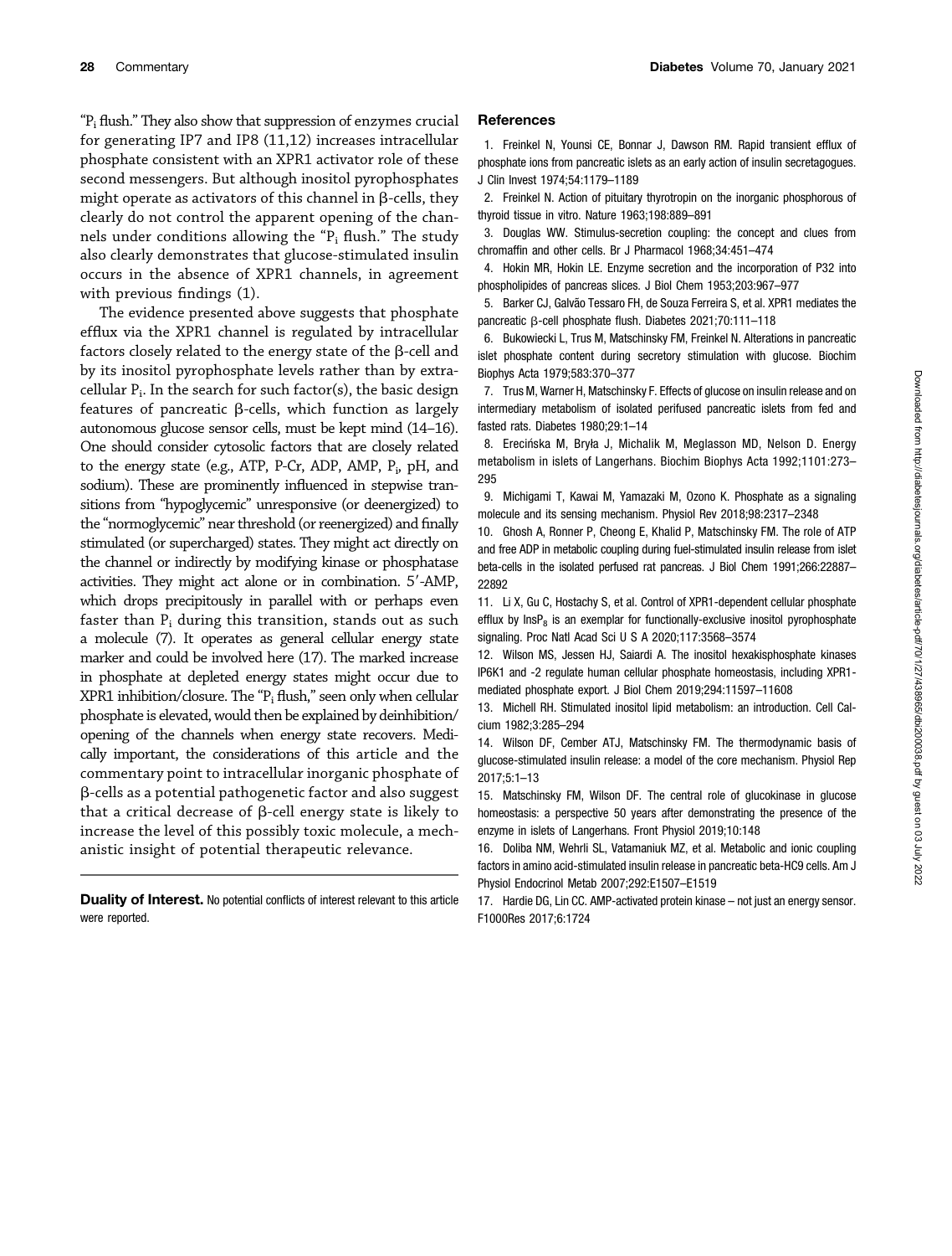"$P_i$ flush." They also show that suppression of enzymes crucial for generating IP7 and IP8 (11,12) increases intracellular phosphate consistent with an XPR1 activator role of these second messengers. But although inositol pyrophosphates might operate as activators of this channel in β-cells, they clearly do not control the apparent opening of the channels under conditions allowing the "$P_i$ flush." The study also clearly demonstrates that glucose-stimulated insulin occurs in the absence of XPR1 channels, in agreement with previous findings (1).

The evidence presented above suggests that phosphate efflux via the XPR1 channel is regulated by intracellular factors closely related to the energy state of the β-cell and by its inositol pyrophosphate levels rather than by extracellular $P_i$. In the search for such factor(s), the basic design features of pancreatic β-cells, which function as largely autonomous glucose sensor cells, must be kept mind (14–16). One should consider cytosolic factors that are closely related to the energy state (e.g., ATP, P-Cr, ADP, AMP, $P_i$, pH, and sodium). These are prominently influenced in stepwise transitions from "hypoglycemic" unresponsive (or deenergized) to the "normoglycemic" near threshold (or reenergized) and finally stimulated (or supercharged) states. They might act directly on the channel or indirectly by modifying kinase or phosphatase activities. They might act alone or in combination. 5′-AMP, which drops precipitously in parallel with or perhaps even faster than $P_i$ during this transition, stands out as such a molecule (7). It operates as general cellular energy state marker and could be involved here (17). The marked increase in phosphate at depleted energy states might occur due to XPR1 inhibition/closure. The "$P_i$ flush," seen only when cellular phosphate is elevated, would then be explained by deinhibition/opening of the channels when energy state recovers. Medically important, the considerations of this article and the commentary point to intracellular inorganic phosphate of β-cells as a potential pathogenetic factor and also suggest that a critical decrease of β-cell energy state is likely to increase the level of this possibly toxic molecule, a mechanistic insight of potential therapeutic relevance.

**Duality of Interest.** No potential conflicts of interest relevant to this article were reported.

## References

1. Freinkel N, Younsi CE, Bonnar J, Dawson RM. Rapid transient efflux of phosphate ions from pancreatic islets as an early action of insulin secretagogues. J Clin Invest 1974;54:1179–1189
2. Freinkel N. Action of pituitary thyrotropin on the inorganic phosphorous of thyroid tissue in vitro. Nature 1963;198:889–891
3. Douglas WW. Stimulus-secretion coupling: the concept and clues from chromaffin and other cells. Br J Pharmacol 1968;34:451–474
4. Hokin MR, Hokin LE. Enzyme secretion and the incorporation of P32 into phospholipides of pancreas slices. J Biol Chem 1953;203:967–977
5. Barker CJ, Galvão Tessaro FH, de Souza Ferreira S, et al. XPR1 mediates the pancreatic β-cell phosphate flush. Diabetes 2021;70:111–118
6. Bukowiecki L, Trus M, Matschinsky FM, Freinkel N. Alterations in pancreatic islet phosphate content during secretory stimulation with glucose. Biochim Biophys Acta 1979;583:370–377
7. Trus M, Warner H, Matschinsky F. Effects of glucose on insulin release and on intermediary metabolism of isolated perifused pancreatic islets from fed and fasted rats. Diabetes 1980;29:1–14
8. Erecińska M, Bryła J, Michalik M, Meglasson MD, Nelson D. Energy metabolism in islets of Langerhans. Biochim Biophys Acta 1992;1101:273–295
9. Michigami T, Kawai M, Yamazaki M, Ozono K. Phosphate as a signaling molecule and its sensing mechanism. Physiol Rev 2018;98:2317–2348
10. Ghosh A, Ronner P, Cheong E, Khalid P, Matschinsky FM. The role of ATP and free ADP in metabolic coupling during fuel-stimulated insulin release from islet beta-cells in the isolated perfused rat pancreas. J Biol Chem 1991;266:22887–22892
11. Li X, Gu C, Hostachy S, et al. Control of XPR1-dependent cellular phosphate efflux by $InsP_8$ is an exemplar for functionally-exclusive inositol pyrophosphate signaling. Proc Natl Acad Sci U S A 2020;117:3568–3574
12. Wilson MS, Jessen HJ, Saiardi A. The inositol hexakisphosphate kinases IP6K1 and -2 regulate human cellular phosphate homeostasis, including XPR1-mediated phosphate export. J Biol Chem 2019;294:11597–11608
13. Michell RH. Stimulated inositol lipid metabolism: an introduction. Cell Calcium 1982;3:285–294
14. Wilson DF, Cember ATJ, Matschinsky FM. The thermodynamic basis of glucose-stimulated insulin release: a model of the core mechanism. Physiol Rep 2017;5:1–13
15. Matschinsky FM, Wilson DF. The central role of glucokinase in glucose homeostasis: a perspective 50 years after demonstrating the presence of the enzyme in islets of Langerhans. Front Physiol 2019;10:148
16. Doliba NM, Wehrli SL, Vatamaniuk MZ, et al. Metabolic and ionic coupling factors in amino acid-stimulated insulin release in pancreatic beta-HC9 cells. Am J Physiol Endocrinol Metab 2007;292:E1507–E1519
17. Hardie DG, Lin CC. AMP-activated protein kinase – not just an energy sensor. F1000Res 2017;6:1724